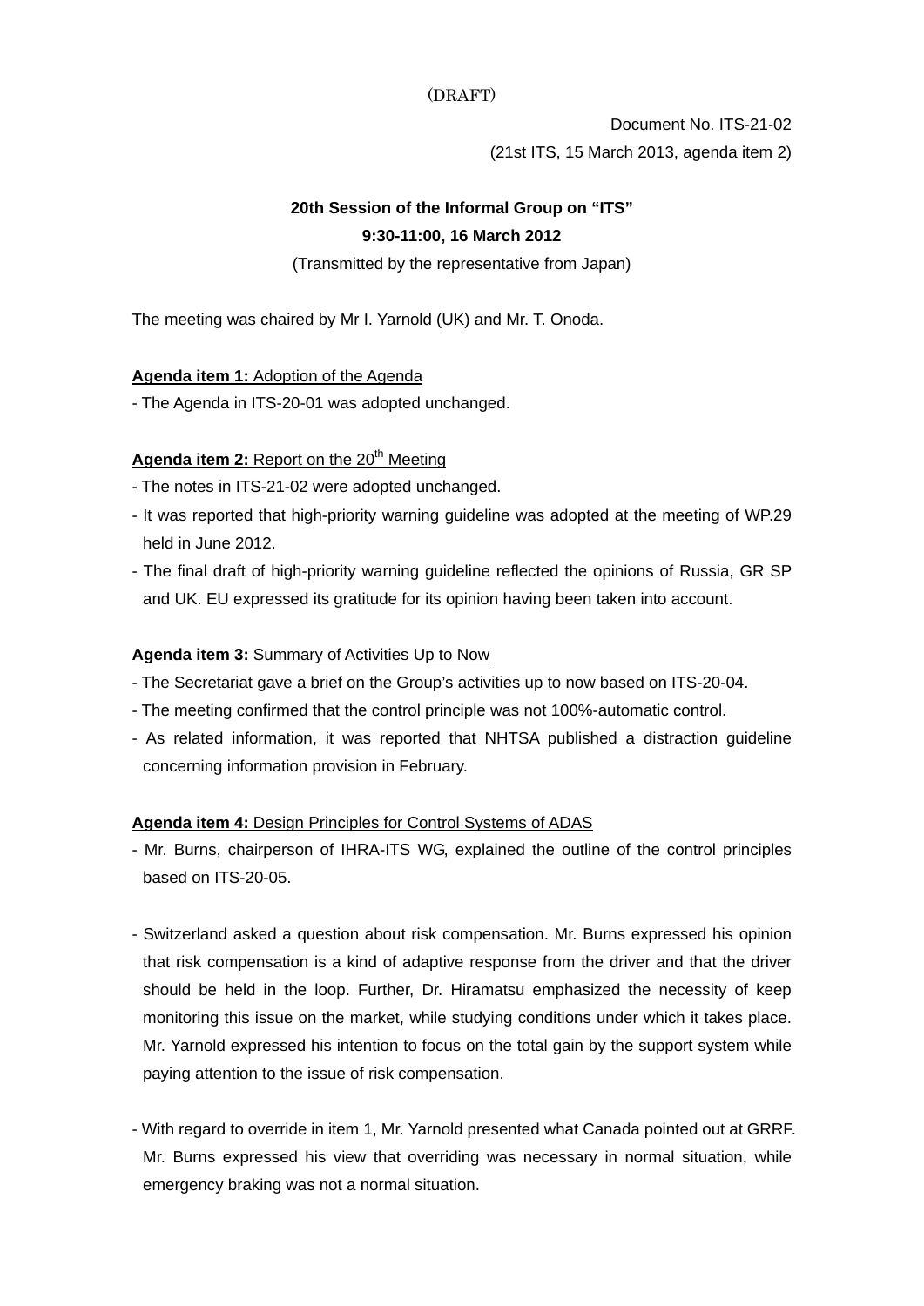(DRAFT)

Document No. ITS-21-02

(21st ITS, 15 March 2013, agenda item 2)

**20th Session of the Informal Group on “ITS”**

**9:30-11:00, 16 March 2012**

(Transmitted by the representative from Japan)

The meeting was chaired by Mr I. Yarnold (UK) and Mr. T. Onoda.

**Agenda item 1:** Adoption of the Agenda

- The Agenda in ITS-20-01 was adopted unchanged.

**Agenda item 2:** Report on the 20th Meeting

- The notes in ITS-21-02 were adopted unchanged.
- It was reported that high-priority warning guideline was adopted at the meeting of WP.29 held in June 2012.
- The final draft of high-priority warning guideline reflected the opinions of Russia, GR SP and UK. EU expressed its gratitude for its opinion having been taken into account.

**Agenda item 3:** Summary of Activities Up to Now

- The Secretariat gave a brief on the Group’s activities up to now based on ITS-20-04.
- The meeting confirmed that the control principle was not 100%-automatic control.
- As related information, it was reported that NHTSA published a distraction guideline concerning information provision in February.

**Agenda item 4:** Design Principles for Control Systems of ADAS

- Mr. Burns, chairperson of IHRA-ITS WG, explained the outline of the control principles based on ITS-20-05.

- Switzerland asked a question about risk compensation. Mr. Burns expressed his opinion that risk compensation is a kind of adaptive response from the driver and that the driver should be held in the loop. Further, Dr. Hiramatsu emphasized the necessity of keep monitoring this issue on the market, while studying conditions under which it takes place. Mr. Yarnold expressed his intention to focus on the total gain by the support system while paying attention to the issue of risk compensation.

- With regard to override in item 1, Mr. Yarnold presented what Canada pointed out at GRRF. Mr. Burns expressed his view that overriding was necessary in normal situation, while emergency braking was not a normal situation.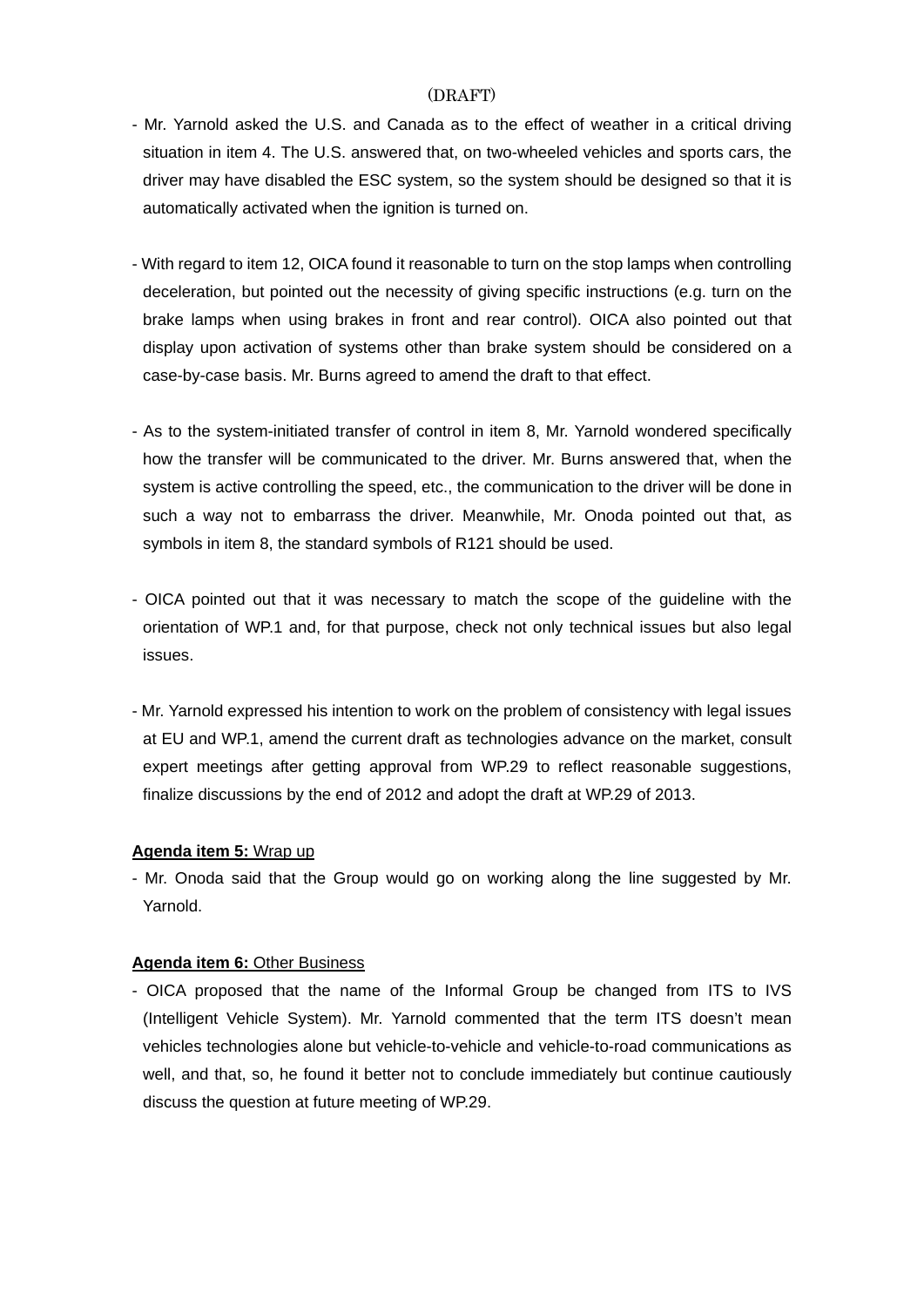(DRAFT)

- Mr. Yarnold asked the U.S. and Canada as to the effect of weather in a critical driving situation in item 4. The U.S. answered that, on two-wheeled vehicles and sports cars, the driver may have disabled the ESC system, so the system should be designed so that it is automatically activated when the ignition is turned on.

- With regard to item 12, OICA found it reasonable to turn on the stop lamps when controlling deceleration, but pointed out the necessity of giving specific instructions (e.g. turn on the brake lamps when using brakes in front and rear control). OICA also pointed out that display upon activation of systems other than brake system should be considered on a case-by-case basis. Mr. Burns agreed to amend the draft to that effect.

- As to the system-initiated transfer of control in item 8, Mr. Yarnold wondered specifically how the transfer will be communicated to the driver. Mr. Burns answered that, when the system is active controlling the speed, etc., the communication to the driver will be done in such a way not to embarrass the driver. Meanwhile, Mr. Onoda pointed out that, as symbols in item 8, the standard symbols of R121 should be used.

- OICA pointed out that it was necessary to match the scope of the guideline with the orientation of WP.1 and, for that purpose, check not only technical issues but also legal issues.

- Mr. Yarnold expressed his intention to work on the problem of consistency with legal issues at EU and WP.1, amend the current draft as technologies advance on the market, consult expert meetings after getting approval from WP.29 to reflect reasonable suggestions, finalize discussions by the end of 2012 and adopt the draft at WP.29 of 2013.

**Agenda item 5:** Wrap up

- Mr. Onoda said that the Group would go on working along the line suggested by Mr. Yarnold.

**Agenda item 6:** Other Business

- OICA proposed that the name of the Informal Group be changed from ITS to IVS (Intelligent Vehicle System). Mr. Yarnold commented that the term ITS doesn't mean vehicles technologies alone but vehicle-to-vehicle and vehicle-to-road communications as well, and that, so, he found it better not to conclude immediately but continue cautiously discuss the question at future meeting of WP.29.